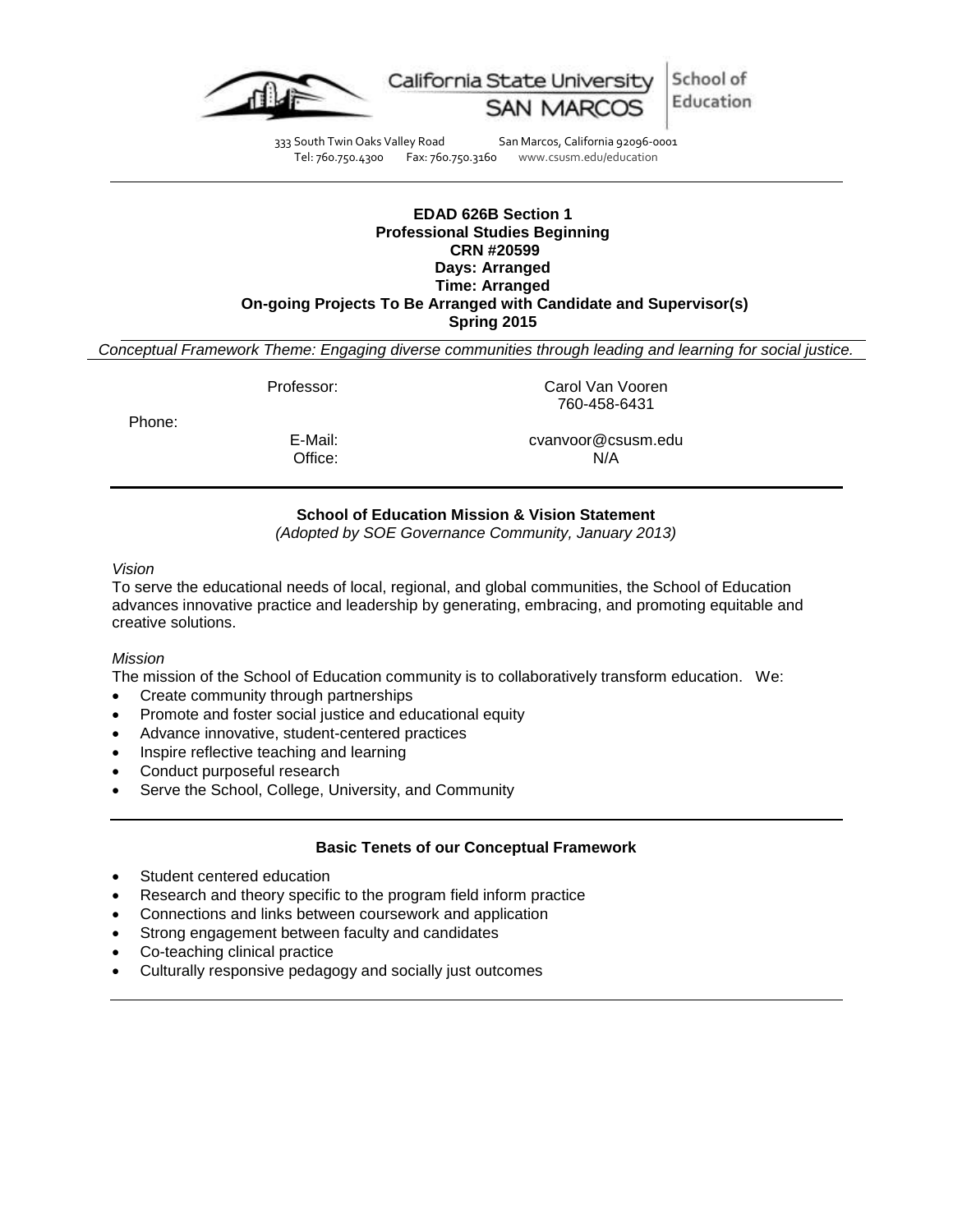California State University SAN MARCOS | School of Education

333 South Twin Oaks Valley Road San Marcos, California 92096-0001
Tel: 760.750.4300 Fax: 760.750.3160 www.csusm.edu/education

---

**EDAD 626B Section 1**
**Professional Studies Beginning**
**CRN #20599**
**Days: Arranged**
**Time: Arranged**
**On-going Projects To Be Arranged with Candidate and Supervisor(s)**
**Spring 2015**

*Conceptual Framework Theme: Engaging diverse communities through leading and learning for social justice.*

| | |
|---|---|
| Professor: | Carol Van Vooren |
| Phone: | 760-458-6431 |
| E-Mail: | cvanvoor@csusm.edu |
| Office: | N/A |

---

**School of Education Mission & Vision Statement**
*(Adopted by SOE Governance Community, January 2013)*

*Vision*

To serve the educational needs of local, regional, and global communities, the School of Education advances innovative practice and leadership by generating, embracing, and promoting equitable and creative solutions.

*Mission*

The mission of the School of Education community is to collaboratively transform education. We:

- Create community through partnerships
- Promote and foster social justice and educational equity
- Advance innovative, student-centered practices
- Inspire reflective teaching and learning
- Conduct purposeful research
- Serve the School, College, University, and Community

---

**Basic Tenets of our Conceptual Framework**

- Student centered education
- Research and theory specific to the program field inform practice
- Connections and links between coursework and application
- Strong engagement between faculty and candidates
- Co-teaching clinical practice
- Culturally responsive pedagogy and socially just outcomes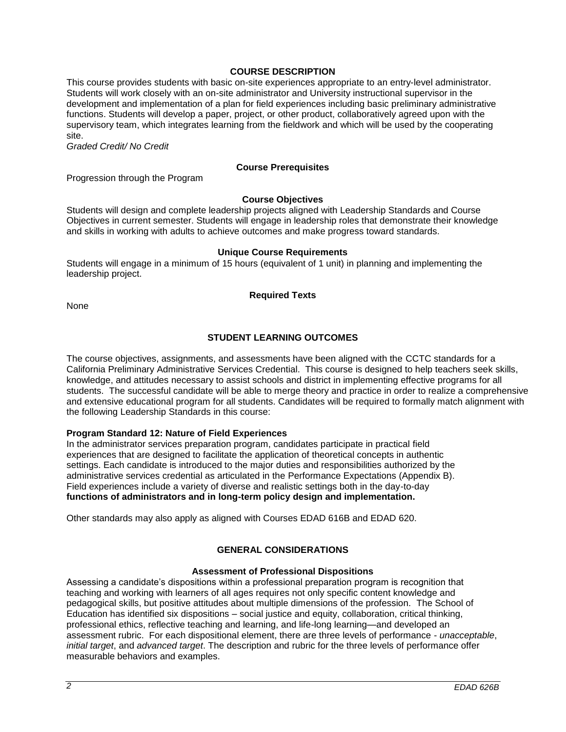## COURSE DESCRIPTION

This course provides students with basic on-site experiences appropriate to an entry-level administrator. Students will work closely with an on-site administrator and University instructional supervisor in the development and implementation of a plan for field experiences including basic preliminary administrative functions. Students will develop a paper, project, or other product, collaboratively agreed upon with the supervisory team, which integrates learning from the fieldwork and which will be used by the cooperating site.

*Graded Credit/ No Credit*

### Course Prerequisites

Progression through the Program

### Course Objectives

Students will design and complete leadership projects aligned with Leadership Standards and Course Objectives in current semester. Students will engage in leadership roles that demonstrate their knowledge and skills in working with adults to achieve outcomes and make progress toward standards.

### Unique Course Requirements

Students will engage in a minimum of 15 hours (equivalent of 1 unit) in planning and implementing the leadership project.

### Required Texts

None

## STUDENT LEARNING OUTCOMES

The course objectives, assignments, and assessments have been aligned with the CCTC standards for a California Preliminary Administrative Services Credential. This course is designed to help teachers seek skills, knowledge, and attitudes necessary to assist schools and district in implementing effective programs for all students. The successful candidate will be able to merge theory and practice in order to realize a comprehensive and extensive educational program for all students. Candidates will be required to formally match alignment with the following Leadership Standards in this course:

**Program Standard 12: Nature of Field Experiences**

In the administrator services preparation program, candidates participate in practical field experiences that are designed to facilitate the application of theoretical concepts in authentic settings. Each candidate is introduced to the major duties and responsibilities authorized by the administrative services credential as articulated in the Performance Expectations (Appendix B). Field experiences include a variety of diverse and realistic settings both in the day-to-day **functions of administrators and in long-term policy design and implementation.**

Other standards may also apply as aligned with Courses EDAD 616B and EDAD 620.

## GENERAL CONSIDERATIONS

### Assessment of Professional Dispositions

Assessing a candidate's dispositions within a professional preparation program is recognition that teaching and working with learners of all ages requires not only specific content knowledge and pedagogical skills, but positive attitudes about multiple dimensions of the profession. The School of Education has identified six dispositions – social justice and equity, collaboration, critical thinking, professional ethics, reflective teaching and learning, and life-long learning—and developed an assessment rubric. For each dispositional element, there are three levels of performance - *unacceptable*, *initial target*, and *advanced target*. The description and rubric for the three levels of performance offer measurable behaviors and examples.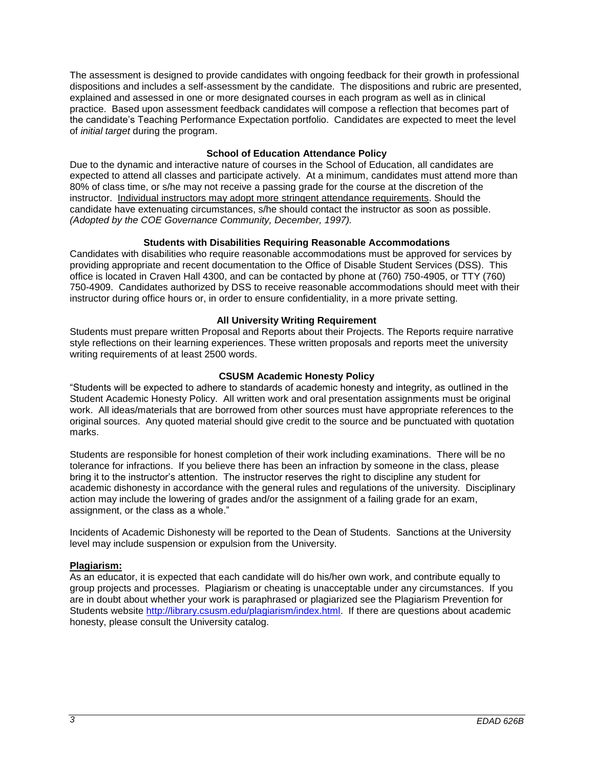The assessment is designed to provide candidates with ongoing feedback for their growth in professional dispositions and includes a self-assessment by the candidate. The dispositions and rubric are presented, explained and assessed in one or more designated courses in each program as well as in clinical practice. Based upon assessment feedback candidates will compose a reflection that becomes part of the candidate's Teaching Performance Expectation portfolio. Candidates are expected to meet the level of *initial target* during the program.

**School of Education Attendance Policy**

Due to the dynamic and interactive nature of courses in the School of Education, all candidates are expected to attend all classes and participate actively. At a minimum, candidates must attend more than 80% of class time, or s/he may not receive a passing grade for the course at the discretion of the instructor. <u>Individual instructors may adopt more stringent attendance requirements</u>. Should the candidate have extenuating circumstances, s/he should contact the instructor as soon as possible. *(Adopted by the COE Governance Community, December, 1997).*

**Students with Disabilities Requiring Reasonable Accommodations**

Candidates with disabilities who require reasonable accommodations must be approved for services by providing appropriate and recent documentation to the Office of Disable Student Services (DSS). This office is located in Craven Hall 4300, and can be contacted by phone at (760) 750-4905, or TTY (760) 750-4909. Candidates authorized by DSS to receive reasonable accommodations should meet with their instructor during office hours or, in order to ensure confidentiality, in a more private setting.

**All University Writing Requirement**

Students must prepare written Proposal and Reports about their Projects. The Reports require narrative style reflections on their learning experiences. These written proposals and reports meet the university writing requirements of at least 2500 words.

**CSUSM Academic Honesty Policy**

"Students will be expected to adhere to standards of academic honesty and integrity, as outlined in the Student Academic Honesty Policy. All written work and oral presentation assignments must be original work. All ideas/materials that are borrowed from other sources must have appropriate references to the original sources. Any quoted material should give credit to the source and be punctuated with quotation marks.

Students are responsible for honest completion of their work including examinations. There will be no tolerance for infractions. If you believe there has been an infraction by someone in the class, please bring it to the instructor's attention. The instructor reserves the right to discipline any student for academic dishonesty in accordance with the general rules and regulations of the university. Disciplinary action may include the lowering of grades and/or the assignment of a failing grade for an exam, assignment, or the class as a whole."

Incidents of Academic Dishonesty will be reported to the Dean of Students. Sanctions at the University level may include suspension or expulsion from the University.

**<u>Plagiarism:</u>**

As an educator, it is expected that each candidate will do his/her own work, and contribute equally to group projects and processes. Plagiarism or cheating is unacceptable under any circumstances. If you are in doubt about whether your work is paraphrased or plagiarized see the Plagiarism Prevention for Students website http://library.csusm.edu/plagiarism/index.html. If there are questions about academic honesty, please consult the University catalog.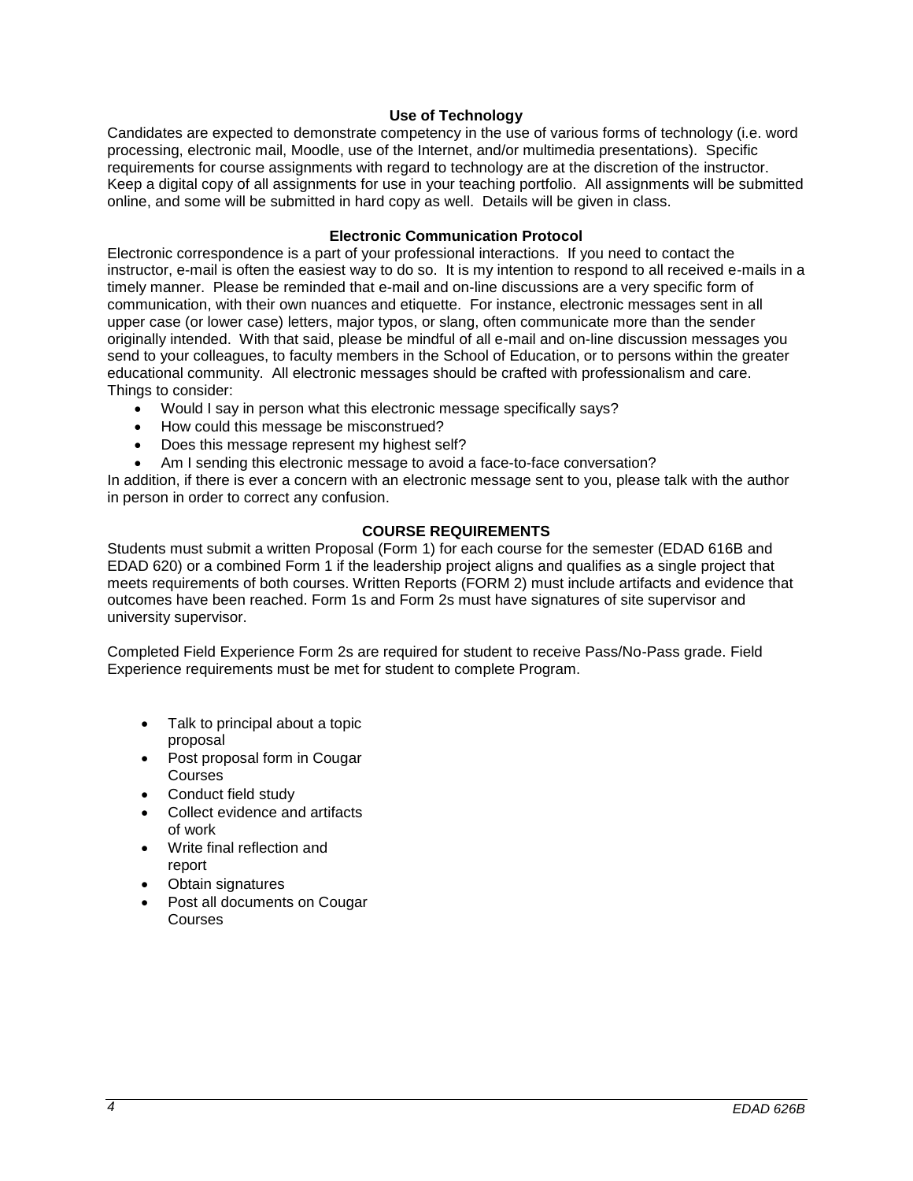### Use of Technology

Candidates are expected to demonstrate competency in the use of various forms of technology (i.e. word processing, electronic mail, Moodle, use of the Internet, and/or multimedia presentations). Specific requirements for course assignments with regard to technology are at the discretion of the instructor. Keep a digital copy of all assignments for use in your teaching portfolio. All assignments will be submitted online, and some will be submitted in hard copy as well. Details will be given in class.

### Electronic Communication Protocol

Electronic correspondence is a part of your professional interactions. If you need to contact the instructor, e-mail is often the easiest way to do so. It is my intention to respond to all received e-mails in a timely manner. Please be reminded that e-mail and on-line discussions are a very specific form of communication, with their own nuances and etiquette. For instance, electronic messages sent in all upper case (or lower case) letters, major typos, or slang, often communicate more than the sender originally intended. With that said, please be mindful of all e-mail and on-line discussion messages you send to your colleagues, to faculty members in the School of Education, or to persons within the greater educational community. All electronic messages should be crafted with professionalism and care.
Things to consider:

- Would I say in person what this electronic message specifically says?
- How could this message be misconstrued?
- Does this message represent my highest self?
- Am I sending this electronic message to avoid a face-to-face conversation?

In addition, if there is ever a concern with an electronic message sent to you, please talk with the author in person in order to correct any confusion.

### COURSE REQUIREMENTS

Students must submit a written Proposal (Form 1) for each course for the semester (EDAD 616B and EDAD 620) or a combined Form 1 if the leadership project aligns and qualifies as a single project that meets requirements of both courses. Written Reports (FORM 2) must include artifacts and evidence that outcomes have been reached. Form 1s and Form 2s must have signatures of site supervisor and university supervisor.

Completed Field Experience Form 2s are required for student to receive Pass/No-Pass grade. Field Experience requirements must be met for student to complete Program.

- Talk to principal about a topic proposal
- Post proposal form in Cougar Courses
- Conduct field study
- Collect evidence and artifacts of work
- Write final reflection and report
- Obtain signatures
- Post all documents on Cougar Courses